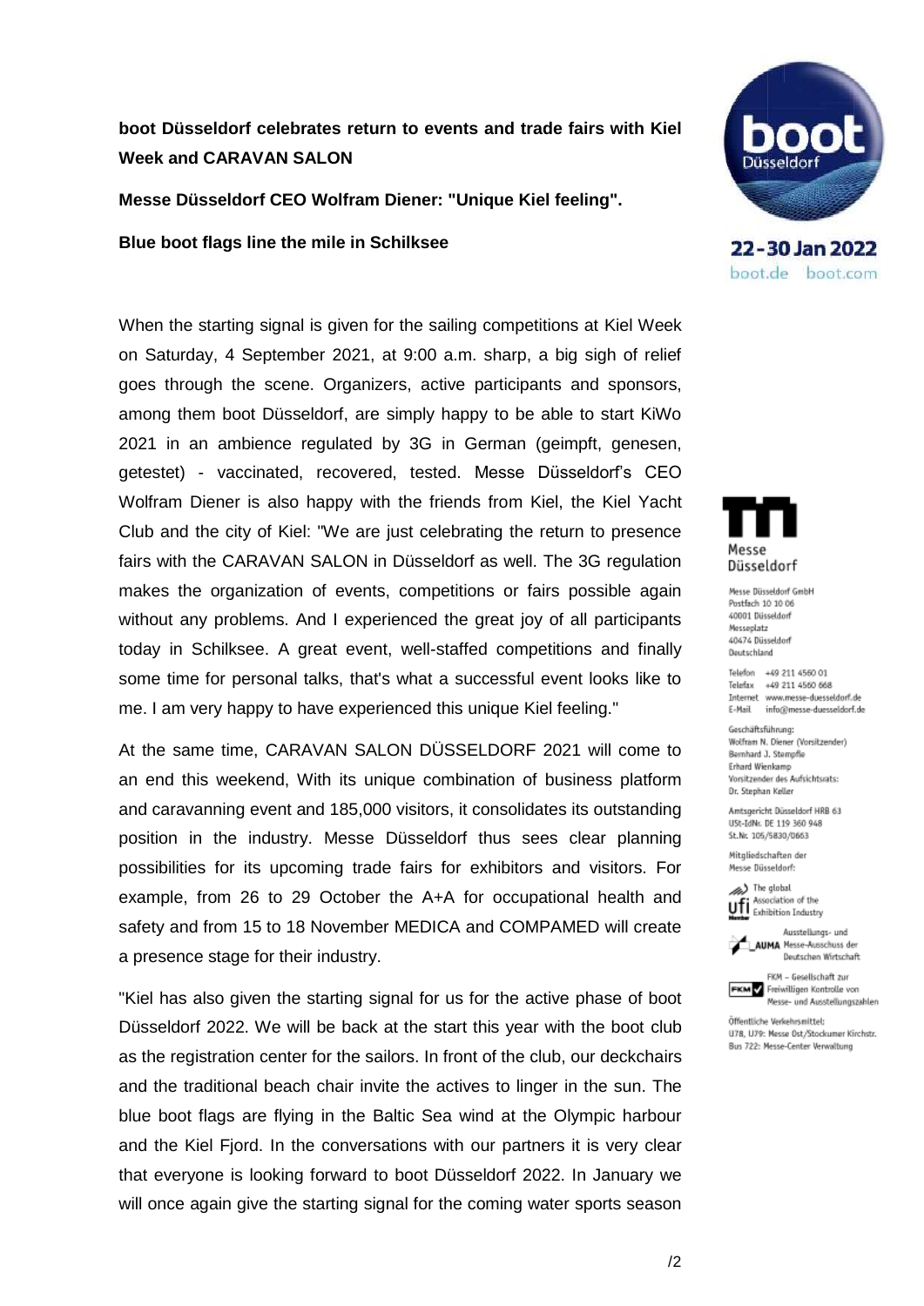**boot Düsseldorf celebrates return to events and trade fairs with Kiel Week and CARAVAN SALON**

**Messe Düsseldorf CEO Wolfram Diener: "Unique Kiel feeling".**

**Blue boot flags line the mile in Schilksee**

When the starting signal is given for the sailing competitions at Kiel Week on Saturday, 4 September 2021, at 9:00 a.m. sharp, a big sigh of relief goes through the scene. Organizers, active participants and sponsors, among them boot Düsseldorf, are simply happy to be able to start KiWo 2021 in an ambience regulated by 3G in German (geimpft, genesen, getestet) - vaccinated, recovered, tested. Messe Düsseldorf's CEO Wolfram Diener is also happy with the friends from Kiel, the Kiel Yacht Club and the city of Kiel: "We are just celebrating the return to presence fairs with the CARAVAN SALON in Düsseldorf as well. The 3G regulation makes the organization of events, competitions or fairs possible again without any problems. And I experienced the great joy of all participants today in Schilksee. A great event, well-staffed competitions and finally some time for personal talks, that's what a successful event looks like to me. I am very happy to have experienced this unique Kiel feeling."

At the same time, CARAVAN SALON DÜSSELDORF 2021 will come to an end this weekend, With its unique combination of business platform and caravanning event and 185,000 visitors, it consolidates its outstanding position in the industry. Messe Düsseldorf thus sees clear planning possibilities for its upcoming trade fairs for exhibitors and visitors. For example, from 26 to 29 October the A+A for occupational health and safety and from 15 to 18 November MEDICA and COMPAMED will create a presence stage for their industry.

"Kiel has also given the starting signal for us for the active phase of boot Düsseldorf 2022. We will be back at the start this year with the boot club as the registration center for the sailors. In front of the club, our deckchairs and the traditional beach chair invite the actives to linger in the sun. The blue boot flags are flying in the Baltic Sea wind at the Olympic harbour and the Kiel Fjord. In the conversations with our partners it is very clear that everyone is looking forward to boot Düsseldorf 2022. In January we will once again give the starting signal for the coming water sports season

boot Düsseldorf
22 - 30 Jan 2022
boot.de boot.com

Messe Düsseldorf

Messe Düsseldorf GmbH
Postfach 10 10 06
40001 Düsseldorf
Messeplatz
40474 Düsseldorf
Deutschland

Telefon +49 211 4560 01
Telefax +49 211 4560 668
Internet www.messe-duesseldorf.de
E-Mail info@messe-duesseldorf.de

Geschäftsführung:
Wolfram N. Diener (Vorsitzender)
Bernhard J. Stempfle
Erhard Wienkamp
Vorsitzender des Aufsichtsrats:
Dr. Stephan Keller

Amtsgericht Düsseldorf HRB 63
USt-IdNr. DE 119 360 948
St.Nr. 105/5830/0663

Mitgliedschaften der Messe Düsseldorf:

ufi – The global Association of the Exhibition Industry – Member

AUMA – Ausstellungs- und Messe-Ausschuss der Deutschen Wirtschaft

FKM – Gesellschaft zur Freiwilligen Kontrolle von Messe- und Ausstellungszahlen

Öffentliche Verkehrsmittel:
U78, U79: Messe Ost/Stockumer Kirchstr.
Bus 722: Messe-Center Verwaltung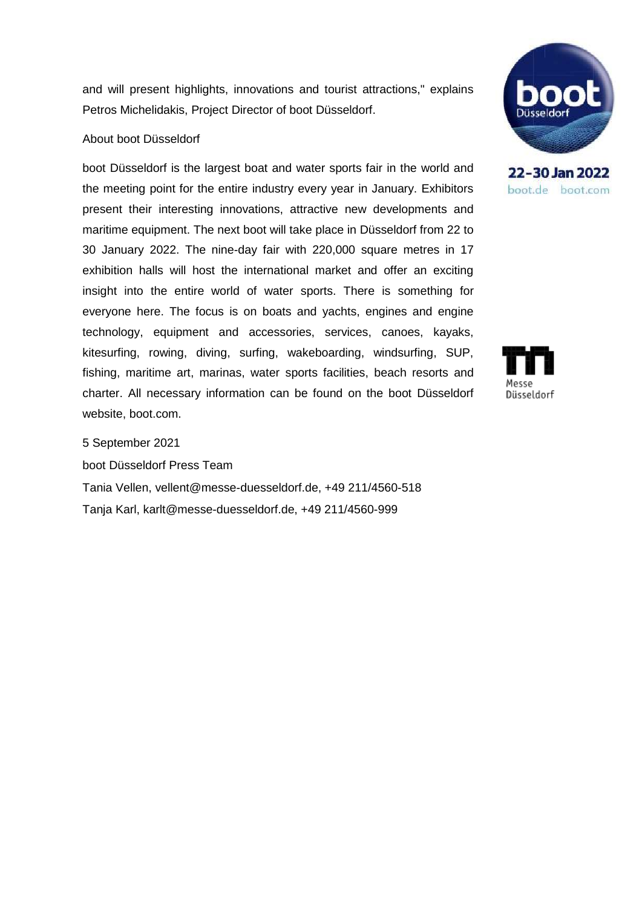and will present highlights, innovations and tourist attractions," explains Petros Michelidakis, Project Director of boot Düsseldorf.

About boot Düsseldorf

boot Düsseldorf is the largest boat and water sports fair in the world and the meeting point for the entire industry every year in January. Exhibitors present their interesting innovations, attractive new developments and maritime equipment. The next boot will take place in Düsseldorf from 22 to 30 January 2022. The nine-day fair with 220,000 square metres in 17 exhibition halls will host the international market and offer an exciting insight into the entire world of water sports. There is something for everyone here. The focus is on boats and yachts, engines and engine technology, equipment and accessories, services, canoes, kayaks, kitesurfing, rowing, diving, surfing, wakeboarding, windsurfing, SUP, fishing, maritime art, marinas, water sports facilities, beach resorts and charter. All necessary information can be found on the boot Düsseldorf website, boot.com.

5 September 2021

boot Düsseldorf Press Team

Tania Vellen, vellent@messe-duesseldorf.de, +49 211/4560-518

Tanja Karl, karlt@messe-duesseldorf.de, +49 211/4560-999

boot Düsseldorf

22-30 Jan 2022

boot.de boot.com

Messe Düsseldorf